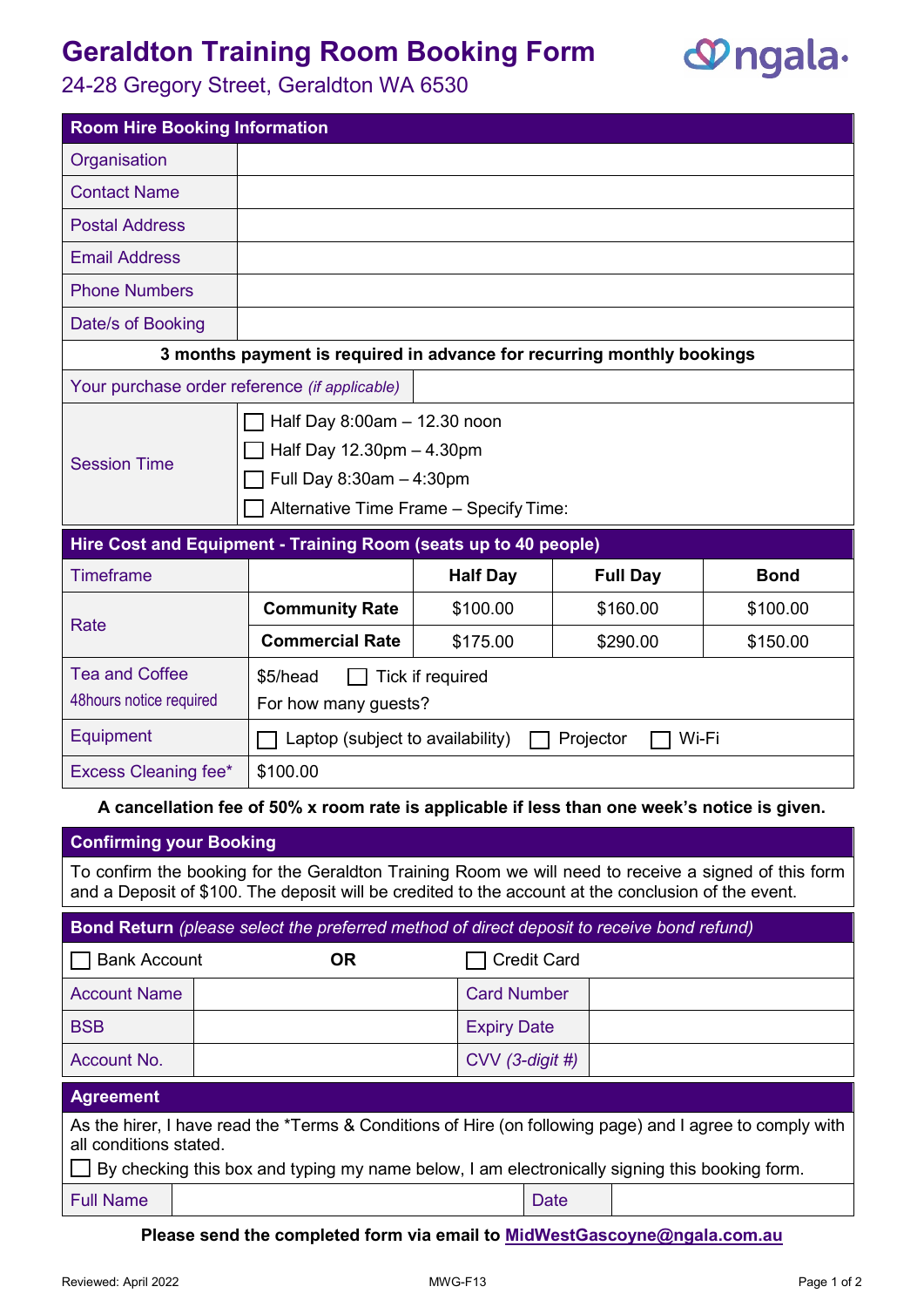# Geraldton Training Room Booking Form

24-28 Gregory Street, Geraldton WA 6530

| Room Hire Booking Information | |
|---|---|
| Organisation | |
| Contact Name | |
| Postal Address | |
| Email Address | |
| Phone Numbers | |
| Date/s of Booking | |

**3 months payment is required in advance for recurring monthly bookings**

| | |
|---|---|
| Your purchase order reference *(if applicable)* | |
| Session Time | ☐ Half Day 8:00am – 12.30 noon<br>☐ Half Day 12.30pm – 4.30pm<br>☐ Full Day 8:30am – 4:30pm<br>☐ Alternative Time Frame – Specify Time: |

| Hire Cost and Equipment - Training Room (seats up to 40 people) | | | | |
|---|---|---|---|---|
| Timeframe | | **Half Day** | **Full Day** | **Bond** |
| Rate | **Community Rate** | $100.00 | $160.00 | $100.00 |
| | **Commercial Rate** | $175.00 | $290.00 | $150.00 |
| Tea and Coffee<br>48hours notice required | $5/head ☐ Tick if required<br>For how many guests? | | | |
| Equipment | ☐ Laptop (subject to availability) ☐ Projector ☐ Wi-Fi | | | |
| Excess Cleaning fee* | $100.00 | | | |

**A cancellation fee of 50% x room rate is applicable if less than one week's notice is given.**

## Confirming your Booking

To confirm the booking for the Geraldton Training Room we will need to receive a signed of this form and a Deposit of $100. The deposit will be credited to the account at the conclusion of the event.

## Bond Return *(please select the preferred method of direct deposit to receive bond refund)*

| ☐ Bank Account | **OR** | ☐ Credit Card | |
|---|---|---|---|
| Account Name | | Card Number | |
| BSB | | Expiry Date | |
| Account No. | | CVV *(3-digit #)* | |

## Agreement

As the hirer, I have read the *Terms & Conditions of Hire (on following page) and I agree to comply with all conditions stated.

☐ By checking this box and typing my name below, I am electronically signing this booking form.

| Full Name | | Date | |
|---|---|---|---|

**Please send the completed form via email to [MidWestGascoyne@ngala.com.au](mailto:MidWestGascoyne@ngala.com.au)**

Reviewed: April 2022 MWG-F13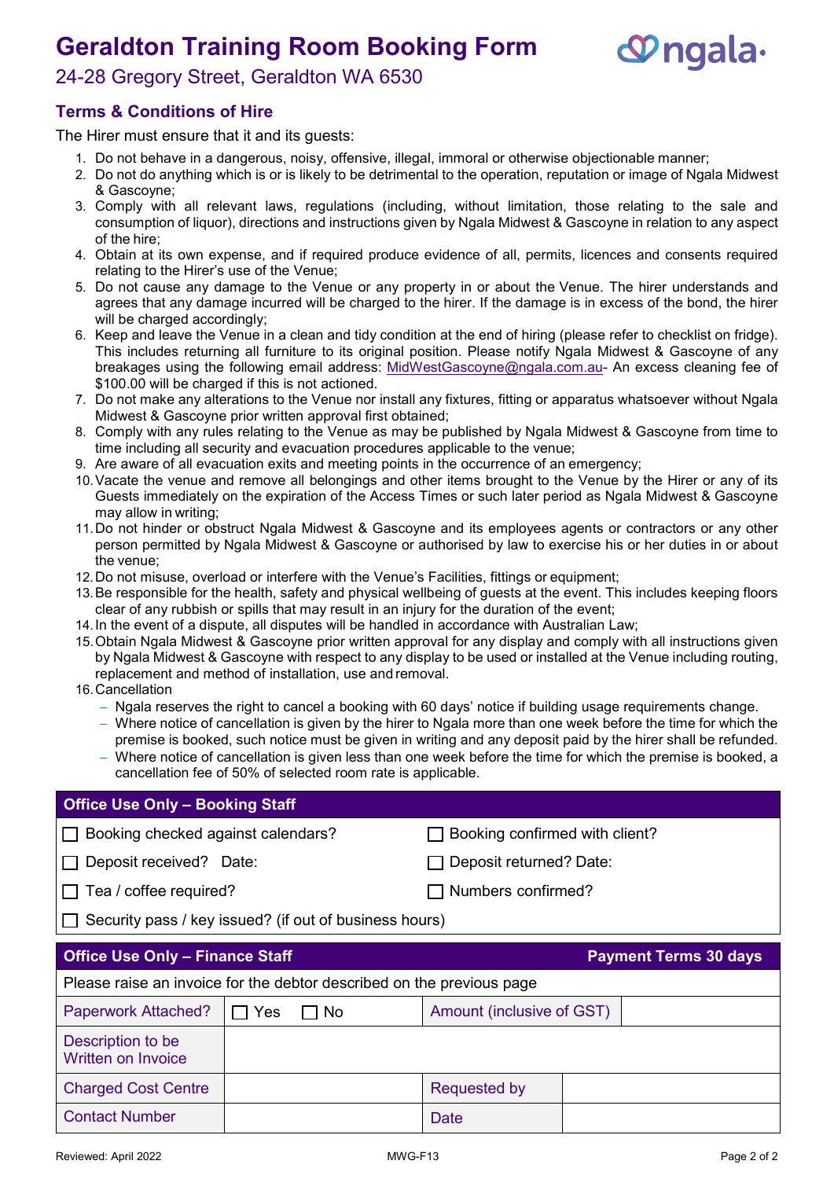# Geraldton Training Room Booking Form

## 24-28 Gregory Street, Geraldton WA 6530

### Terms & Conditions of Hire

The Hirer must ensure that it and its guests:

1. Do not behave in a dangerous, noisy, offensive, illegal, immoral or otherwise objectionable manner;
2. Do not do anything which is or is likely to be detrimental to the operation, reputation or image of Ngala Midwest & Gascoyne;
3. Comply with all relevant laws, regulations (including, without limitation, those relating to the sale and consumption of liquor), directions and instructions given by Ngala Midwest & Gascoyne in relation to any aspect of the hire;
4. Obtain at its own expense, and if required produce evidence of all, permits, licences and consents required relating to the Hirer's use of the Venue;
5. Do not cause any damage to the Venue or any property in or about the Venue. The hirer understands and agrees that any damage incurred will be charged to the hirer. If the damage is in excess of the bond, the hirer will be charged accordingly;
6. Keep and leave the Venue in a clean and tidy condition at the end of hiring (please refer to checklist on fridge). This includes returning all furniture to its original position. Please notify Ngala Midwest & Gascoyne of any breakages using the following email address: MidWestGascoyne@ngala.com.au- An excess cleaning fee of $100.00 will be charged if this is not actioned.
7. Do not make any alterations to the Venue nor install any fixtures, fitting or apparatus whatsoever without Ngala Midwest & Gascoyne prior written approval first obtained;
8. Comply with any rules relating to the Venue as may be published by Ngala Midwest & Gascoyne from time to time including all security and evacuation procedures applicable to the venue;
9. Are aware of all evacuation exits and meeting points in the occurrence of an emergency;
10. Vacate the venue and remove all belongings and other items brought to the Venue by the Hirer or any of its Guests immediately on the expiration of the Access Times or such later period as Ngala Midwest & Gascoyne may allow in writing;
11. Do not hinder or obstruct Ngala Midwest & Gascoyne and its employees agents or contractors or any other person permitted by Ngala Midwest & Gascoyne or authorised by law to exercise his or her duties in or about the venue;
12. Do not misuse, overload or interfere with the Venue's Facilities, fittings or equipment;
13. Be responsible for the health, safety and physical wellbeing of guests at the event. This includes keeping floors clear of any rubbish or spills that may result in an injury for the duration of the event;
14. In the event of a dispute, all disputes will be handled in accordance with Australian Law;
15. Obtain Ngala Midwest & Gascoyne prior written approval for any display and comply with all instructions given by Ngala Midwest & Gascoyne with respect to any display to be used or installed at the Venue including routing, replacement and method of installation, use and removal.
16. Cancellation
    - Ngala reserves the right to cancel a booking with 60 days' notice if building usage requirements change.
    - Where notice of cancellation is given by the hirer to Ngala more than one week before the time for which the premise is booked, such notice must be given in writing and any deposit paid by the hirer shall be refunded.
    - Where notice of cancellation is given less than one week before the time for which the premise is booked, a cancellation fee of 50% of selected room rate is applicable.

| Office Use Only – Booking Staff | |
|---|---|
| ☐ Booking checked against calendars? | ☐ Booking confirmed with client? |
| ☐ Deposit received? Date: | ☐ Deposit returned? Date: |
| ☐ Tea / coffee required? | ☐ Numbers confirmed? |
| ☐ Security pass / key issued? (if out of business hours) | |

| Office Use Only – Finance Staff | | | Payment Terms 30 days |
|---|---|---|---|
| Please raise an invoice for the debtor described on the previous page | | | |
| Paperwork Attached? | ☐ Yes ☐ No | Amount (inclusive of GST) | |
| Description to be Written on Invoice | | | |
| Charged Cost Centre | | Requested by | |
| Contact Number | | Date | |

Reviewed: April 2022 MWG-F13